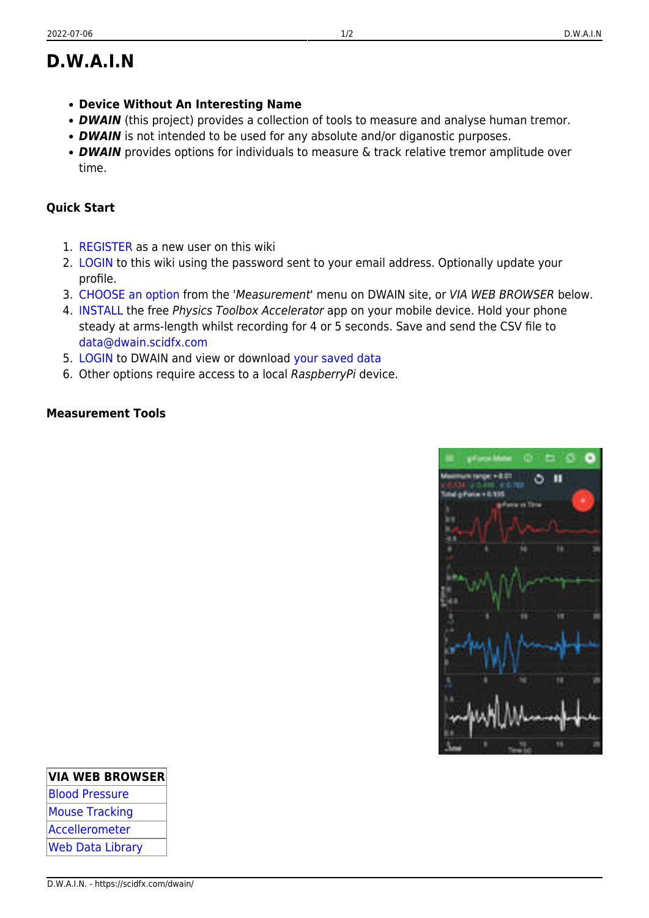# D.W.A.I.N

- **Device Without An Interesting Name**
- ***DWAIN*** (this project) provides a collection of tools to measure and analyse human tremor.
- ***DWAIN*** is not intended to be used for any absolute and/or diganostic purposes.
- ***DWAIN*** provides options for individuals to measure & track relative tremor amplitude over time.

#### Quick Start

1. REGISTER as a new user on this wiki
2. LOGIN to this wiki using the password sent to your email address. Optionally update your profile.
3. CHOOSE an option from the '*Measurement*' menu on DWAIN site, or *VIA WEB BROWSER* below.
4. INSTALL the free *Physics Toolbox Accelerator* app on your mobile device. Hold your phone steady at arms-length whilst recording for 4 or 5 seconds. Save and send the CSV file to data@dwain.scidfx.com
5. LOGIN to DWAIN and view or download your saved data
6. Other options require access to a local *RaspberryPi* device.

#### Measurement Tools

| VIA WEB BROWSER |
|---|
| Blood Pressure |
| Mouse Tracking |
| Accellerometer |
| Web Data Library |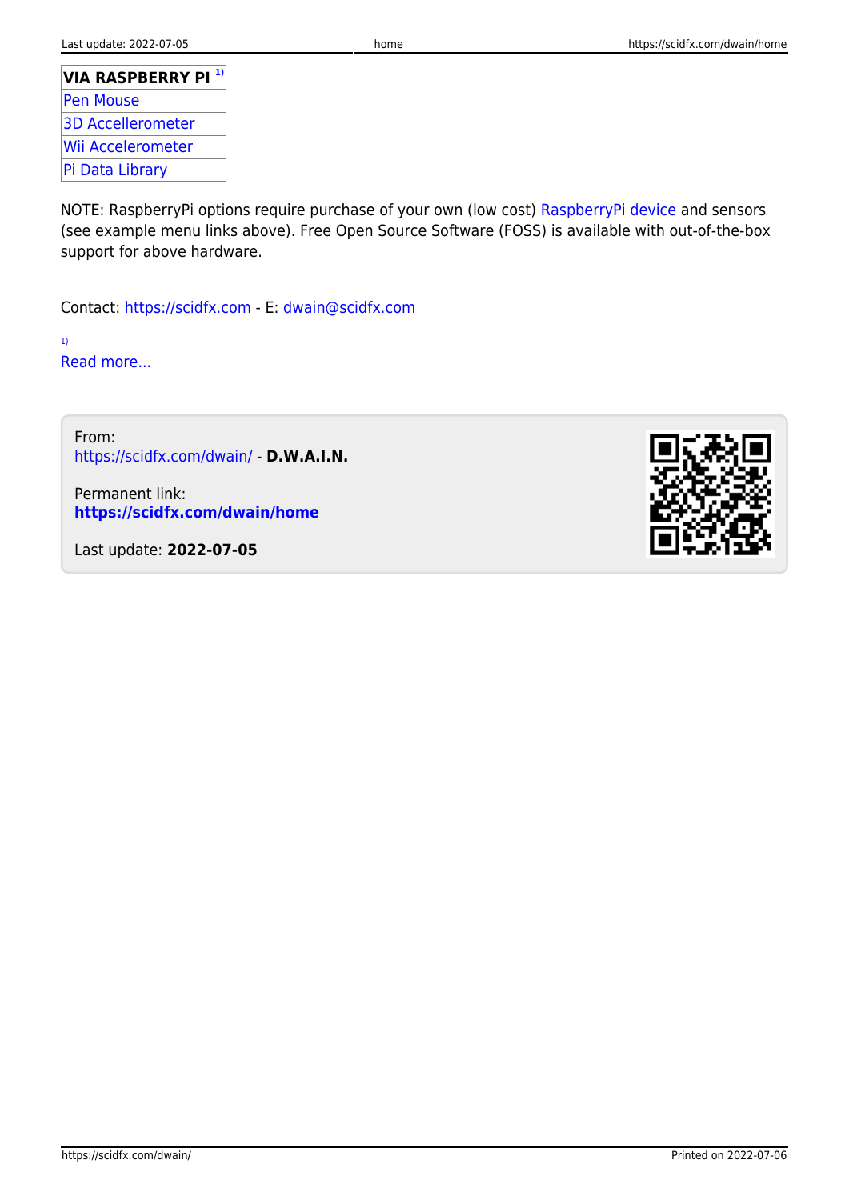| VIA RASPBERRY PI [1] |
| --- |
| Pen Mouse |
| 3D Accellerometer |
| Wii Accelerometer |
| Pi Data Library |

NOTE: RaspberryPi options require purchase of your own (low cost) RaspberryPi device and sensors (see example menu links above). Free Open Source Software (FOSS) is available with out-of-the-box support for above hardware.

Contact: https://scidfx.com - E: dwain@scidfx.com

[1] Read more...

From:
https://scidfx.com/dwain/ - **D.W.A.I.N.**

Permanent link:
**https://scidfx.com/dwain/home**

Last update: **2022-07-05**